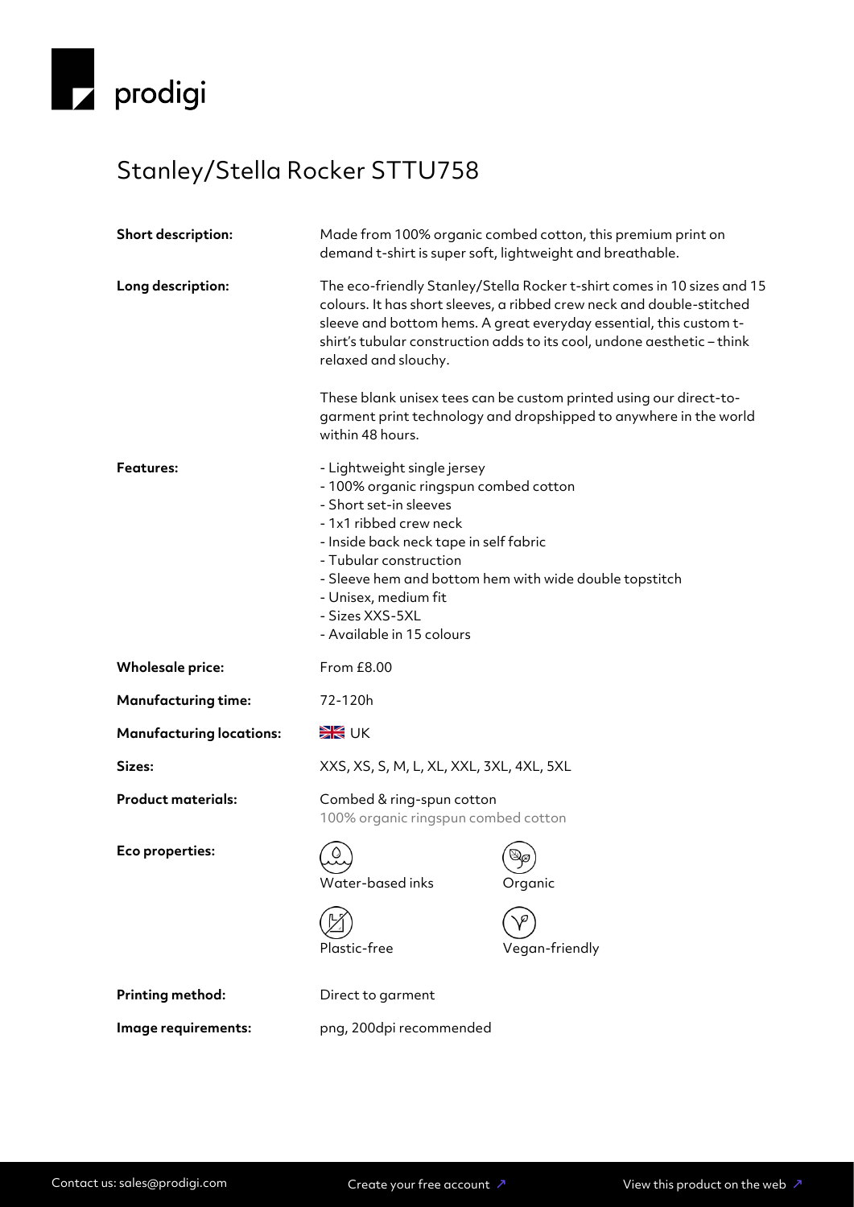prodigi

# Stanley/Stella Rocker STTU758

**Short description:** Made from 100% organic combed cotton, this premium print on demand t-shirt is super soft, lightweight and breathable.

**Long description:** The eco-friendly Stanley/Stella Rocker t-shirt comes in 10 sizes and 15 colours. It has short sleeves, a ribbed crew neck and double-stitched sleeve and bottom hems. A great everyday essential, this custom t-shirt's tubular construction adds to its cool, undone aesthetic – think relaxed and slouchy.

These blank unisex tees can be custom printed using our direct-to-garment print technology and dropshipped to anywhere in the world within 48 hours.

**Features:**

- Lightweight single jersey
- 100% organic ringspun combed cotton
- Short set-in sleeves
- 1x1 ribbed crew neck
- Inside back neck tape in self fabric
- Tubular construction
- Sleeve hem and bottom hem with wide double topstitch
- Unisex, medium fit
- Sizes XXS-5XL
- Available in 15 colours

**Wholesale price:** From £8.00

**Manufacturing time:** 72-120h

**Manufacturing locations:** UK

**Sizes:** XXS, XS, S, M, L, XL, XXL, 3XL, 4XL, 5XL

**Product materials:** Combed & ring-spun cotton
100% organic ringspun combed cotton

**Eco properties:**

- Water-based inks
- Organic
- Plastic-free
- Vegan-friendly

**Printing method:** Direct to garment

**Image requirements:** png, 200dpi recommended

Contact us: sales@prodigi.com | Create your free account ↗ | View this product on the web ↗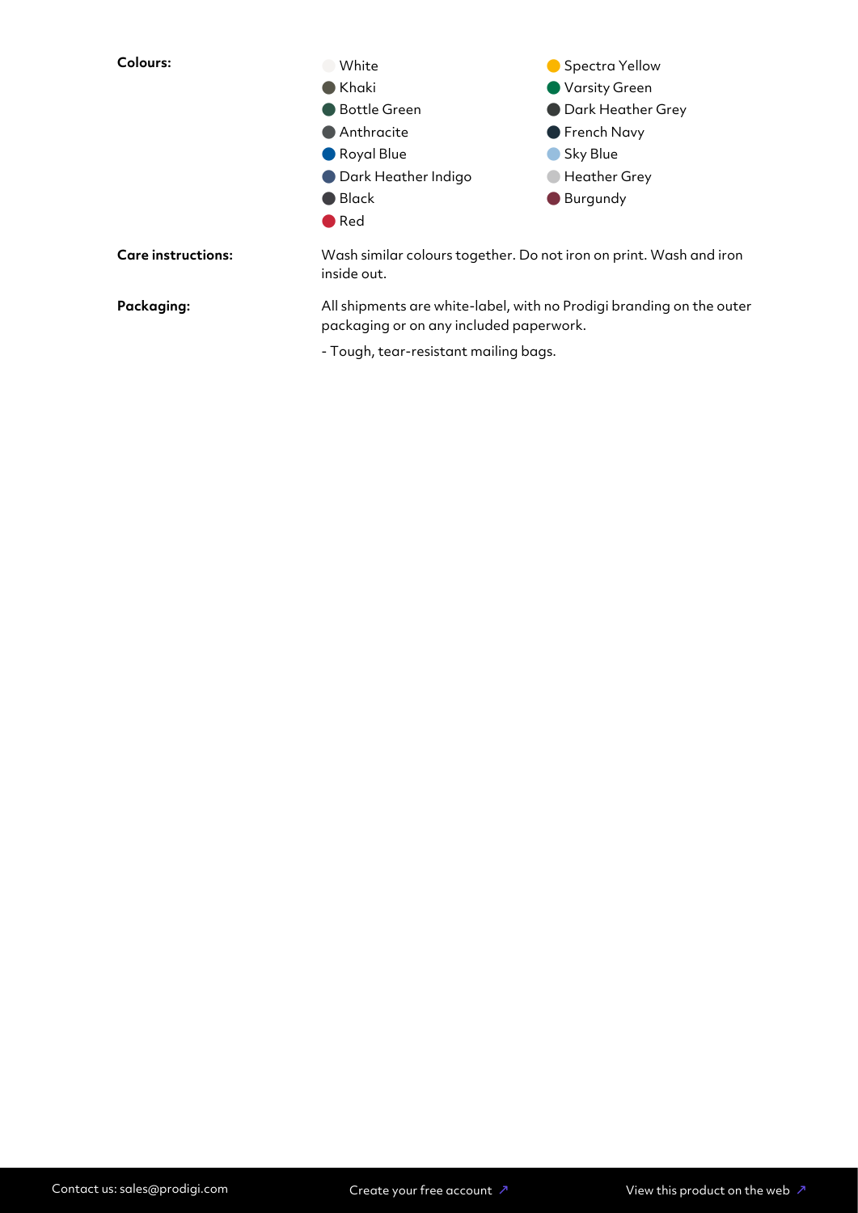**Colours:**

- White
- Khaki
- Bottle Green
- Anthracite
- Royal Blue
- Dark Heather Indigo
- Black
- Red
- Spectra Yellow
- Varsity Green
- Dark Heather Grey
- French Navy
- Sky Blue
- Heather Grey
- Burgundy

**Care instructions:**

Wash similar colours together. Do not iron on print. Wash and iron inside out.

**Packaging:**

All shipments are white-label, with no Prodigi branding on the outer packaging or on any included paperwork.

- Tough, tear-resistant mailing bags.